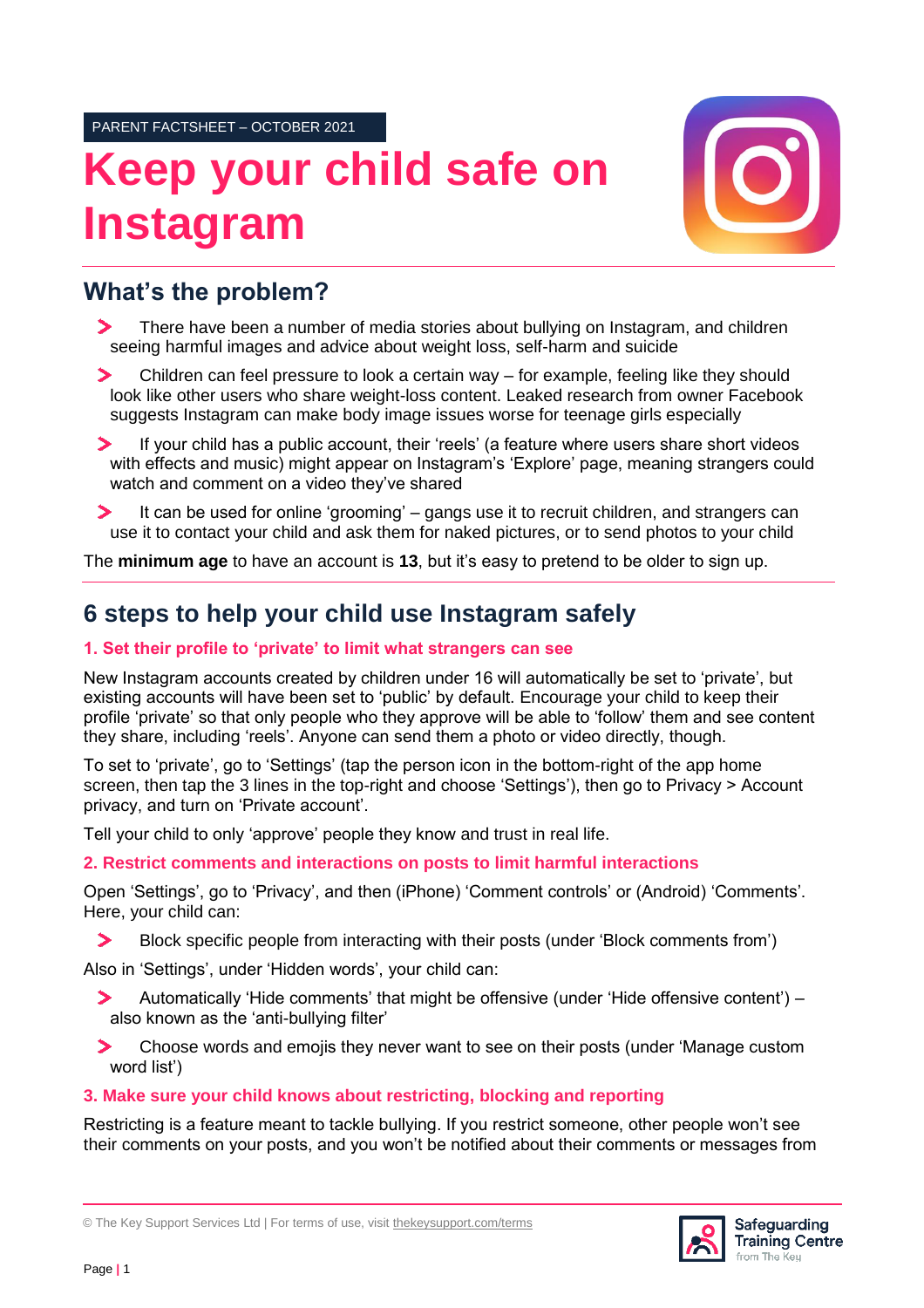PARENT FACTSHEET – OCTOBER 2021

# Keep your child safe on Instagram

## What's the problem?

- There have been a number of media stories about bullying on Instagram, and children seeing harmful images and advice about weight loss, self-harm and suicide
- Children can feel pressure to look a certain way – for example, feeling like they should look like other users who share weight-loss content. Leaked research from owner Facebook suggests Instagram can make body image issues worse for teenage girls especially
- If your child has a public account, their 'reels' (a feature where users share short videos with effects and music) might appear on Instagram's 'Explore' page, meaning strangers could watch and comment on a video they've shared
- It can be used for online 'grooming' – gangs use it to recruit children, and strangers can use it to contact your child and ask them for naked pictures, or to send photos to your child

The **minimum age** to have an account is **13**, but it's easy to pretend to be older to sign up.

## 6 steps to help your child use Instagram safely

### 1. Set their profile to 'private' to limit what strangers can see

New Instagram accounts created by children under 16 will automatically be set to 'private', but existing accounts will have been set to 'public' by default. Encourage your child to keep their profile 'private' so that only people who they approve will be able to 'follow' them and see content they share, including 'reels'. Anyone can send them a photo or video directly, though.

To set to 'private', go to 'Settings' (tap the person icon in the bottom-right of the app home screen, then tap the 3 lines in the top-right and choose 'Settings'), then go to Privacy > Account privacy, and turn on 'Private account'.

Tell your child to only 'approve' people they know and trust in real life.

### 2. Restrict comments and interactions on posts to limit harmful interactions

Open 'Settings', go to 'Privacy', and then (iPhone) 'Comment controls' or (Android) 'Comments'. Here, your child can:

- Block specific people from interacting with their posts (under 'Block comments from')

Also in 'Settings', under 'Hidden words', your child can:

- Automatically 'Hide comments' that might be offensive (under 'Hide offensive content') – also known as the 'anti-bullying filter'
- Choose words and emojis they never want to see on their posts (under 'Manage custom word list')

### 3. Make sure your child knows about restricting, blocking and reporting

Restricting is a feature meant to tackle bullying. If you restrict someone, other people won't see their comments on your posts, and you won't be notified about their comments or messages from

© The Key Support Services Ltd | For terms of use, visit thekeysupport.com/terms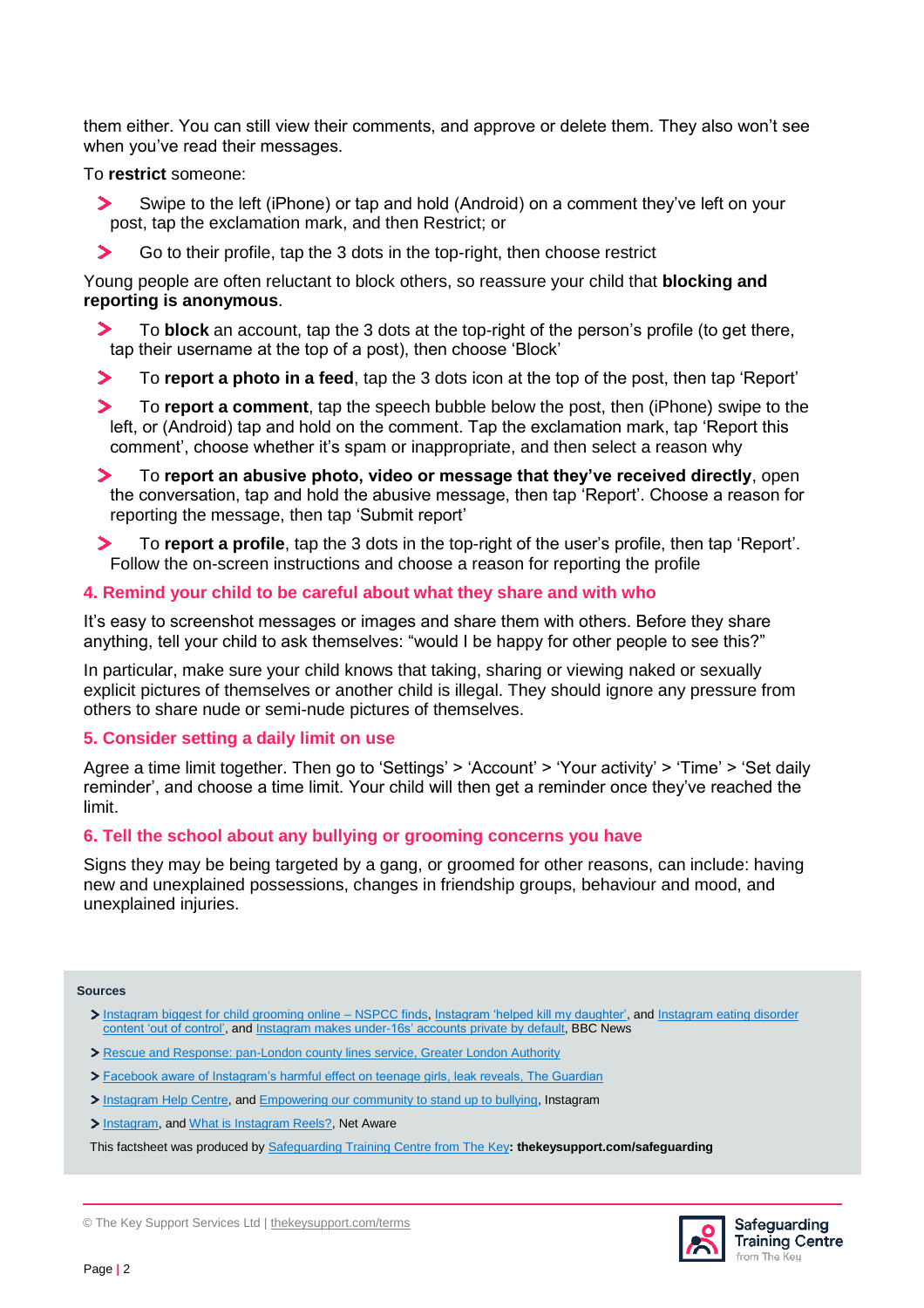them either. You can still view their comments, and approve or delete them. They also won't see when you've read their messages.

To **restrict** someone:

- Swipe to the left (iPhone) or tap and hold (Android) on a comment they've left on your post, tap the exclamation mark, and then Restrict; or
- Go to their profile, tap the 3 dots in the top-right, then choose restrict

Young people are often reluctant to block others, so reassure your child that **blocking and reporting is anonymous**.

- To **block** an account, tap the 3 dots at the top-right of the person's profile (to get there, tap their username at the top of a post), then choose 'Block'
- To **report a photo in a feed**, tap the 3 dots icon at the top of the post, then tap 'Report'
- To **report a comment**, tap the speech bubble below the post, then (iPhone) swipe to the left, or (Android) tap and hold on the comment. Tap the exclamation mark, tap 'Report this comment', choose whether it's spam or inappropriate, and then select a reason why
- To **report an abusive photo, video or message that they've received directly**, open the conversation, tap and hold the abusive message, then tap 'Report'. Choose a reason for reporting the message, then tap 'Submit report'
- To **report a profile**, tap the 3 dots in the top-right of the user's profile, then tap 'Report'. Follow the on-screen instructions and choose a reason for reporting the profile

## 4. Remind your child to be careful about what they share and with who

It's easy to screenshot messages or images and share them with others. Before they share anything, tell your child to ask themselves: "would I be happy for other people to see this?"

In particular, make sure your child knows that taking, sharing or viewing naked or sexually explicit pictures of themselves or another child is illegal. They should ignore any pressure from others to share nude or semi-nude pictures of themselves.

## 5. Consider setting a daily limit on use

Agree a time limit together. Then go to 'Settings' > 'Account' > 'Your activity' > 'Time' > 'Set daily reminder', and choose a time limit. Your child will then get a reminder once they've reached the limit.

## 6. Tell the school about any bullying or grooming concerns you have

Signs they may be being targeted by a gang, or groomed for other reasons, can include: having new and unexplained possessions, changes in friendship groups, behaviour and mood, and unexplained injuries.

**Sources**

- Instagram biggest for child grooming online – NSPCC finds, Instagram 'helped kill my daughter', and Instagram eating disorder content 'out of control', and Instagram makes under-16s' accounts private by default, BBC News
- Rescue and Response: pan-London county lines service, Greater London Authority
- Facebook aware of Instagram's harmful effect on teenage girls, leak reveals, The Guardian
- Instagram Help Centre, and Empowering our community to stand up to bullying, Instagram
- Instagram, and What is Instagram Reels?, Net Aware

This factsheet was produced by Safeguarding Training Centre from The Key**: thekeysupport.com/safeguarding**

© The Key Support Services Ltd | thekeysupport.com/terms

Safeguarding Training Centre from The Key